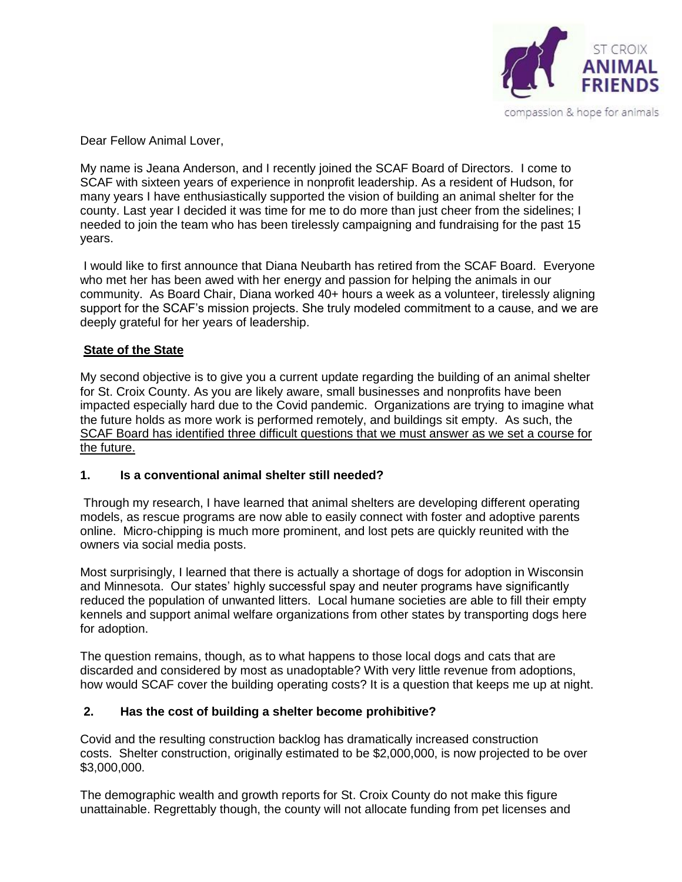ST CROIX **ANIMAL FRIENDS**

compassion & hope for animals

Dear Fellow Animal Lover,

My name is Jeana Anderson, and I recently joined the SCAF Board of Directors. I come to SCAF with sixteen years of experience in nonprofit leadership. As a resident of Hudson, for many years I have enthusiastically supported the vision of building an animal shelter for the county. Last year I decided it was time for me to do more than just cheer from the sidelines; I needed to join the team who has been tirelessly campaigning and fundraising for the past 15 years.

I would like to first announce that Diana Neubarth has retired from the SCAF Board. Everyone who met her has been awed with her energy and passion for helping the animals in our community. As Board Chair, Diana worked 40+ hours a week as a volunteer, tirelessly aligning support for the SCAF's mission projects. She truly modeled commitment to a cause, and we are deeply grateful for her years of leadership.

## State of the State

My second objective is to give you a current update regarding the building of an animal shelter for St. Croix County. As you are likely aware, small businesses and nonprofits have been impacted especially hard due to the Covid pandemic. Organizations are trying to imagine what the future holds as more work is performed remotely, and buildings sit empty. As such, the SCAF Board has identified three difficult questions that we must answer as we set a course for the future.

### 1. Is a conventional animal shelter still needed?

Through my research, I have learned that animal shelters are developing different operating models, as rescue programs are now able to easily connect with foster and adoptive parents online. Micro-chipping is much more prominent, and lost pets are quickly reunited with the owners via social media posts.

Most surprisingly, I learned that there is actually a shortage of dogs for adoption in Wisconsin and Minnesota. Our states' highly successful spay and neuter programs have significantly reduced the population of unwanted litters. Local humane societies are able to fill their empty kennels and support animal welfare organizations from other states by transporting dogs here for adoption.

The question remains, though, as to what happens to those local dogs and cats that are discarded and considered by most as unadoptable? With very little revenue from adoptions, how would SCAF cover the building operating costs? It is a question that keeps me up at night.

### 2. Has the cost of building a shelter become prohibitive?

Covid and the resulting construction backlog has dramatically increased construction costs. Shelter construction, originally estimated to be $2,000,000, is now projected to be over $3,000,000.

The demographic wealth and growth reports for St. Croix County do not make this figure unattainable. Regrettably though, the county will not allocate funding from pet licenses and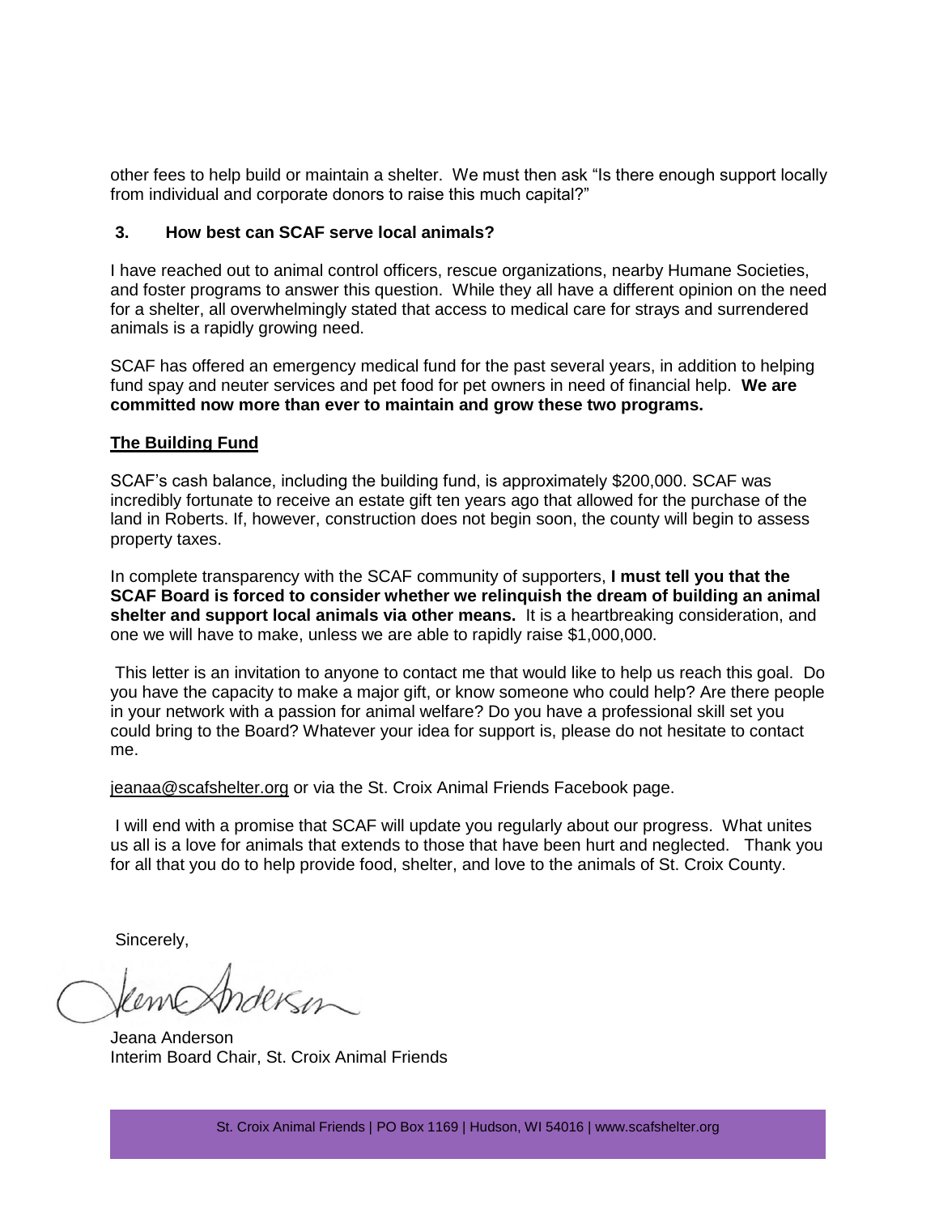other fees to help build or maintain a shelter. We must then ask "Is there enough support locally from individual and corporate donors to raise this much capital?"

### 3. How best can SCAF serve local animals?

I have reached out to animal control officers, rescue organizations, nearby Humane Societies, and foster programs to answer this question. While they all have a different opinion on the need for a shelter, all overwhelmingly stated that access to medical care for strays and surrendered animals is a rapidly growing need.

SCAF has offered an emergency medical fund for the past several years, in addition to helping fund spay and neuter services and pet food for pet owners in need of financial help. **We are committed now more than ever to maintain and grow these two programs.**

## The Building Fund

SCAF's cash balance, including the building fund, is approximately $200,000. SCAF was incredibly fortunate to receive an estate gift ten years ago that allowed for the purchase of the land in Roberts. If, however, construction does not begin soon, the county will begin to assess property taxes.

In complete transparency with the SCAF community of supporters, **I must tell you that the SCAF Board is forced to consider whether we relinquish the dream of building an animal shelter and support local animals via other means.** It is a heartbreaking consideration, and one we will have to make, unless we are able to rapidly raise $1,000,000.

This letter is an invitation to anyone to contact me that would like to help us reach this goal. Do you have the capacity to make a major gift, or know someone who could help? Are there people in your network with a passion for animal welfare? Do you have a professional skill set you could bring to the Board? Whatever your idea for support is, please do not hesitate to contact me.

jeanaa@scafshelter.org or via the St. Croix Animal Friends Facebook page.

I will end with a promise that SCAF will update you regularly about our progress. What unites us all is a love for animals that extends to those that have been hurt and neglected. Thank you for all that you do to help provide food, shelter, and love to the animals of St. Croix County.

Sincerely,

Jeana Anderson
Interim Board Chair, St. Croix Animal Friends

St. Croix Animal Friends | PO Box 1169 | Hudson, WI 54016 | www.scafshelter.org